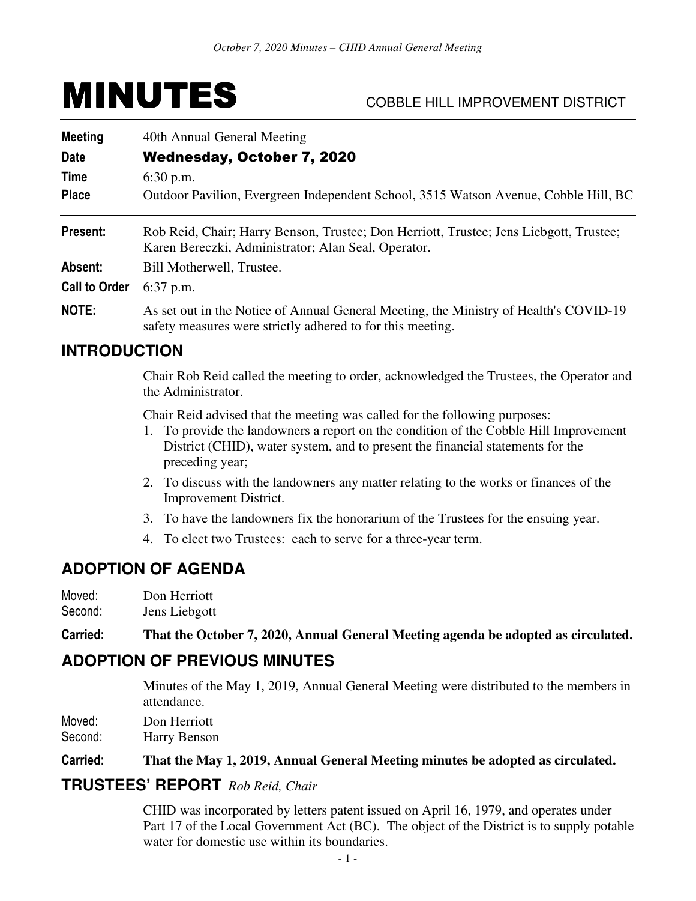# MINUTES

COBBLE HILL IMPROVEMENT DISTRICT

| | |
|---|---|
| **Meeting** | 40th Annual General Meeting |
| **Date** | **Wednesday, October 7, 2020** |
| **Time** | 6:30 p.m. |
| **Place** | Outdoor Pavilion, Evergreen Independent School, 3515 Watson Avenue, Cobble Hill, BC |

**Present:** Rob Reid, Chair; Harry Benson, Trustee; Don Herriott, Trustee; Jens Liebgott, Trustee; Karen Bereczki, Administrator; Alan Seal, Operator.

**Absent:** Bill Motherwell, Trustee.

**Call to Order** 6:37 p.m.

**NOTE:** As set out in the Notice of Annual General Meeting, the Ministry of Health's COVID-19 safety measures were strictly adhered to for this meeting.

## INTRODUCTION

Chair Rob Reid called the meeting to order, acknowledged the Trustees, the Operator and the Administrator.

Chair Reid advised that the meeting was called for the following purposes:

1. To provide the landowners a report on the condition of the Cobble Hill Improvement District (CHID), water system, and to present the financial statements for the preceding year;
2. To discuss with the landowners any matter relating to the works or finances of the Improvement District.
3. To have the landowners fix the honorarium of the Trustees for the ensuing year.
4. To elect two Trustees: each to serve for a three-year term.

## ADOPTION OF AGENDA

Moved: Don Herriott
Second: Jens Liebgott

**Carried: That the October 7, 2020, Annual General Meeting agenda be adopted as circulated.**

## ADOPTION OF PREVIOUS MINUTES

Minutes of the May 1, 2019, Annual General Meeting were distributed to the members in attendance.

Moved: Don Herriott
Second: Harry Benson

**Carried: That the May 1, 2019, Annual General Meeting minutes be adopted as circulated.**

## TRUSTEES' REPORT *Rob Reid, Chair*

CHID was incorporated by letters patent issued on April 16, 1979, and operates under Part 17 of the Local Government Act (BC). The object of the District is to supply potable water for domestic use within its boundaries.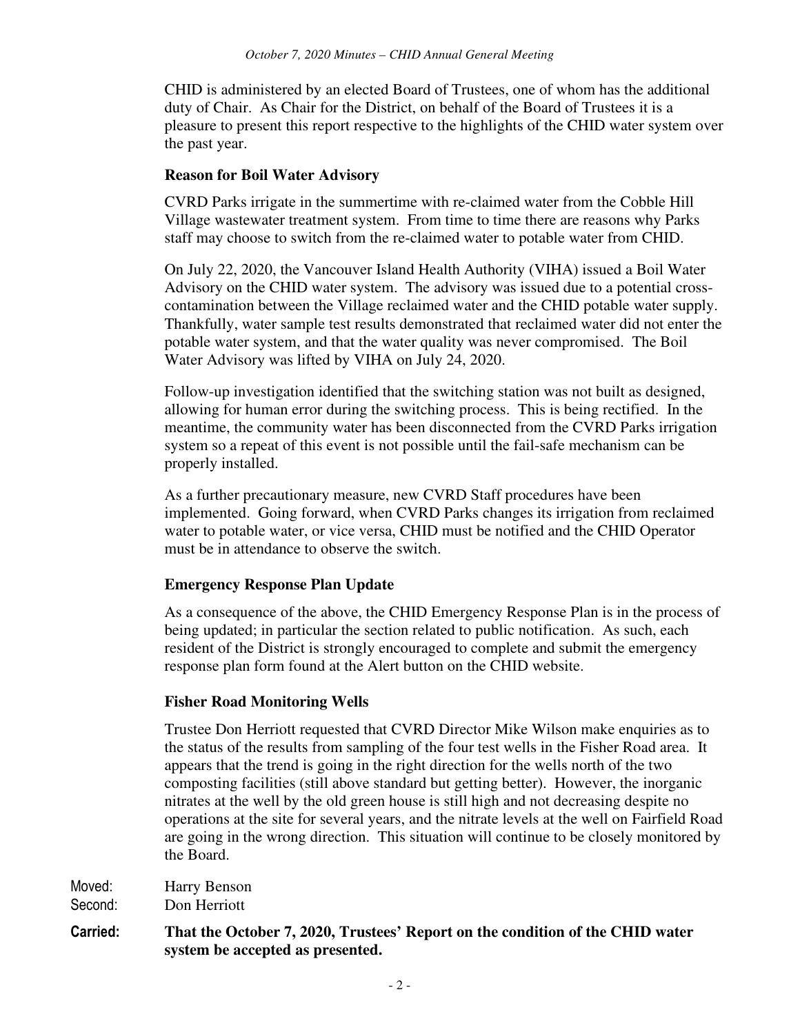CHID is administered by an elected Board of Trustees, one of whom has the additional duty of Chair. As Chair for the District, on behalf of the Board of Trustees it is a pleasure to present this report respective to the highlights of the CHID water system over the past year.

**Reason for Boil Water Advisory**

CVRD Parks irrigate in the summertime with re-claimed water from the Cobble Hill Village wastewater treatment system. From time to time there are reasons why Parks staff may choose to switch from the re-claimed water to potable water from CHID.

On July 22, 2020, the Vancouver Island Health Authority (VIHA) issued a Boil Water Advisory on the CHID water system. The advisory was issued due to a potential cross-contamination between the Village reclaimed water and the CHID potable water supply. Thankfully, water sample test results demonstrated that reclaimed water did not enter the potable water system, and that the water quality was never compromised. The Boil Water Advisory was lifted by VIHA on July 24, 2020.

Follow-up investigation identified that the switching station was not built as designed, allowing for human error during the switching process. This is being rectified. In the meantime, the community water has been disconnected from the CVRD Parks irrigation system so a repeat of this event is not possible until the fail-safe mechanism can be properly installed.

As a further precautionary measure, new CVRD Staff procedures have been implemented. Going forward, when CVRD Parks changes its irrigation from reclaimed water to potable water, or vice versa, CHID must be notified and the CHID Operator must be in attendance to observe the switch.

**Emergency Response Plan Update**

As a consequence of the above, the CHID Emergency Response Plan is in the process of being updated; in particular the section related to public notification. As such, each resident of the District is strongly encouraged to complete and submit the emergency response plan form found at the Alert button on the CHID website.

**Fisher Road Monitoring Wells**

Trustee Don Herriott requested that CVRD Director Mike Wilson make enquiries as to the status of the results from sampling of the four test wells in the Fisher Road area. It appears that the trend is going in the right direction for the wells north of the two composting facilities (still above standard but getting better). However, the inorganic nitrates at the well by the old green house is still high and not decreasing despite no operations at the site for several years, and the nitrate levels at the well on Fairfield Road are going in the wrong direction. This situation will continue to be closely monitored by the Board.

Moved: Harry Benson
Second: Don Herriott

**Carried: That the October 7, 2020, Trustees' Report on the condition of the CHID water system be accepted as presented.**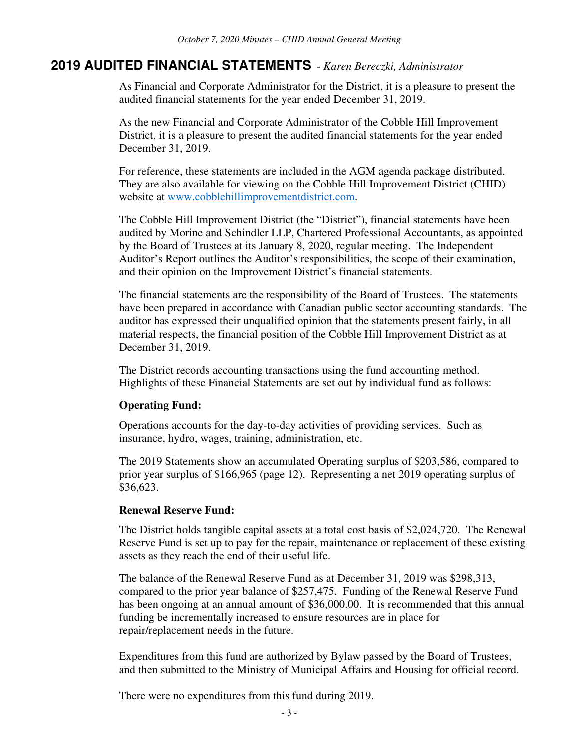## 2019 AUDITED FINANCIAL STATEMENTS - *Karen Bereczki, Administrator*

As Financial and Corporate Administrator for the District, it is a pleasure to present the audited financial statements for the year ended December 31, 2019.

As the new Financial and Corporate Administrator of the Cobble Hill Improvement District, it is a pleasure to present the audited financial statements for the year ended December 31, 2019.

For reference, these statements are included in the AGM agenda package distributed. They are also available for viewing on the Cobble Hill Improvement District (CHID) website at www.cobblehillimprovementdistrict.com.

The Cobble Hill Improvement District (the "District"), financial statements have been audited by Morine and Schindler LLP, Chartered Professional Accountants, as appointed by the Board of Trustees at its January 8, 2020, regular meeting. The Independent Auditor's Report outlines the Auditor's responsibilities, the scope of their examination, and their opinion on the Improvement District's financial statements.

The financial statements are the responsibility of the Board of Trustees. The statements have been prepared in accordance with Canadian public sector accounting standards. The auditor has expressed their unqualified opinion that the statements present fairly, in all material respects, the financial position of the Cobble Hill Improvement District as at December 31, 2019.

The District records accounting transactions using the fund accounting method. Highlights of these Financial Statements are set out by individual fund as follows:

**Operating Fund:**

Operations accounts for the day-to-day activities of providing services. Such as insurance, hydro, wages, training, administration, etc.

The 2019 Statements show an accumulated Operating surplus of $203,586, compared to prior year surplus of $166,965 (page 12). Representing a net 2019 operating surplus of $36,623.

**Renewal Reserve Fund:**

The District holds tangible capital assets at a total cost basis of $2,024,720. The Renewal Reserve Fund is set up to pay for the repair, maintenance or replacement of these existing assets as they reach the end of their useful life.

The balance of the Renewal Reserve Fund as at December 31, 2019 was $298,313, compared to the prior year balance of $257,475. Funding of the Renewal Reserve Fund has been ongoing at an annual amount of $36,000.00. It is recommended that this annual funding be incrementally increased to ensure resources are in place for repair/replacement needs in the future.

Expenditures from this fund are authorized by Bylaw passed by the Board of Trustees, and then submitted to the Ministry of Municipal Affairs and Housing for official record.

There were no expenditures from this fund during 2019.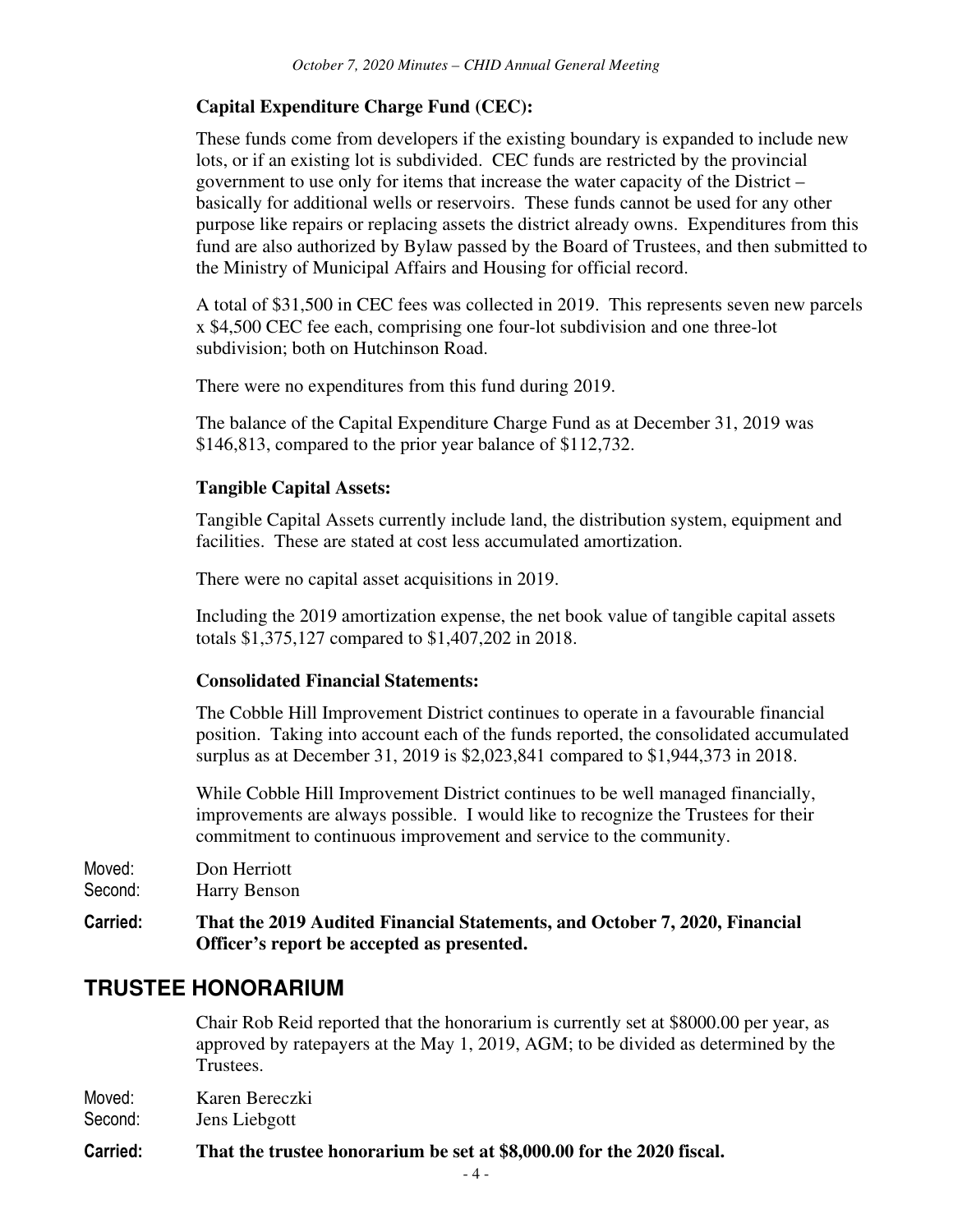**Capital Expenditure Charge Fund (CEC):**

These funds come from developers if the existing boundary is expanded to include new lots, or if an existing lot is subdivided. CEC funds are restricted by the provincial government to use only for items that increase the water capacity of the District – basically for additional wells or reservoirs. These funds cannot be used for any other purpose like repairs or replacing assets the district already owns. Expenditures from this fund are also authorized by Bylaw passed by the Board of Trustees, and then submitted to the Ministry of Municipal Affairs and Housing for official record.

A total of $31,500 in CEC fees was collected in 2019. This represents seven new parcels x $4,500 CEC fee each, comprising one four-lot subdivision and one three-lot subdivision; both on Hutchinson Road.

There were no expenditures from this fund during 2019.

The balance of the Capital Expenditure Charge Fund as at December 31, 2019 was $146,813, compared to the prior year balance of $112,732.

**Tangible Capital Assets:**

Tangible Capital Assets currently include land, the distribution system, equipment and facilities. These are stated at cost less accumulated amortization.

There were no capital asset acquisitions in 2019.

Including the 2019 amortization expense, the net book value of tangible capital assets totals $1,375,127 compared to $1,407,202 in 2018.

**Consolidated Financial Statements:**

The Cobble Hill Improvement District continues to operate in a favourable financial position. Taking into account each of the funds reported, the consolidated accumulated surplus as at December 31, 2019 is $2,023,841 compared to $1,944,373 in 2018.

While Cobble Hill Improvement District continues to be well managed financially, improvements are always possible. I would like to recognize the Trustees for their commitment to continuous improvement and service to the community.

Moved: Don Herriott
Second: Harry Benson

**Carried: That the 2019 Audited Financial Statements, and October 7, 2020, Financial Officer's report be accepted as presented.**

## TRUSTEE HONORARIUM

Chair Rob Reid reported that the honorarium is currently set at $8000.00 per year, as approved by ratepayers at the May 1, 2019, AGM; to be divided as determined by the Trustees.

Moved: Karen Bereczki
Second: Jens Liebgott

**Carried: That the trustee honorarium be set at $8,000.00 for the 2020 fiscal.**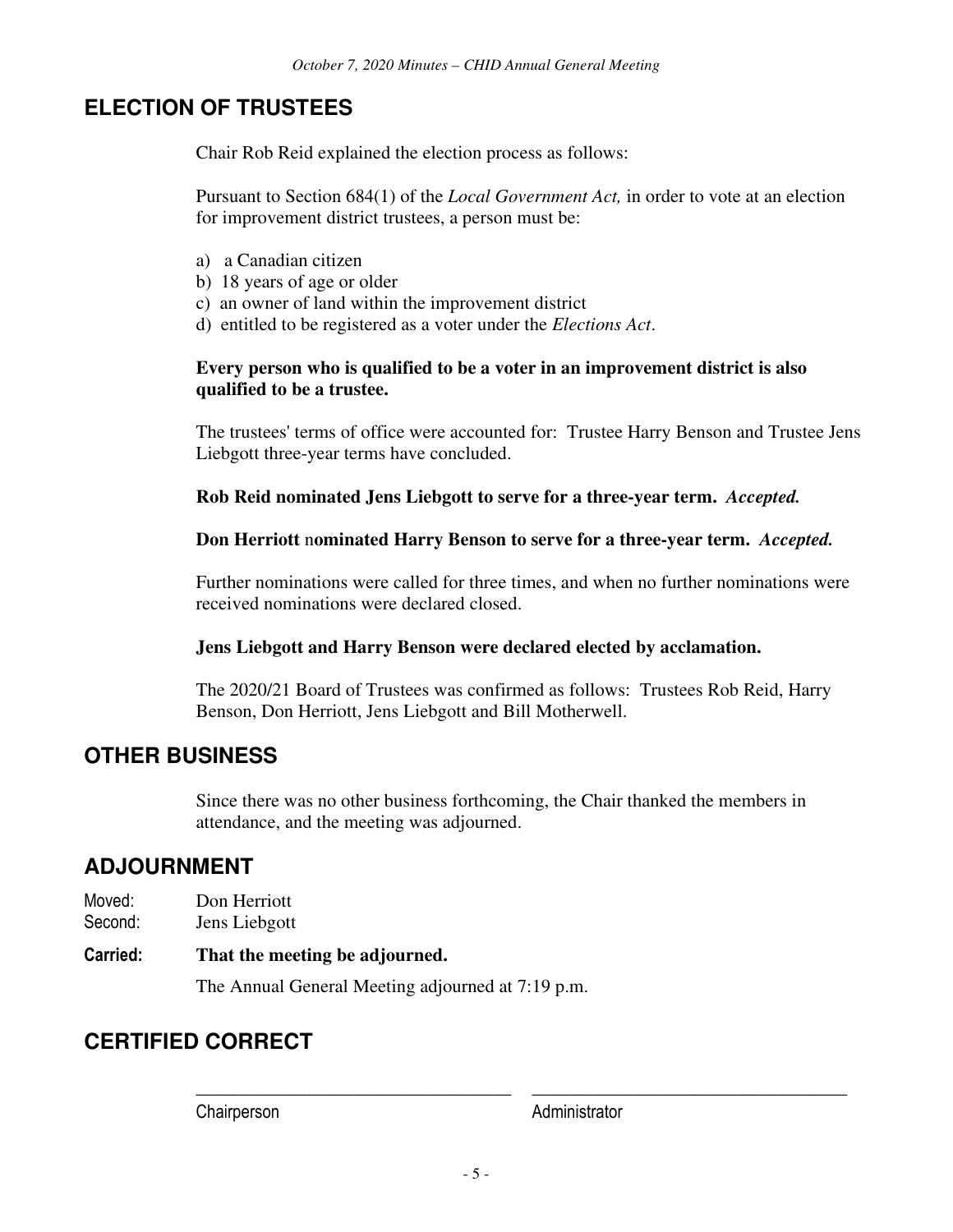## ELECTION OF TRUSTEES

Chair Rob Reid explained the election process as follows:

Pursuant to Section 684(1) of the *Local Government Act,* in order to vote at an election for improvement district trustees, a person must be:

a) a Canadian citizen
b) 18 years of age or older
c) an owner of land within the improvement district
d) entitled to be registered as a voter under the *Elections Act*.

**Every person who is qualified to be a voter in an improvement district is also qualified to be a trustee.**

The trustees' terms of office were accounted for: Trustee Harry Benson and Trustee Jens Liebgott three-year terms have concluded.

**Rob Reid nominated Jens Liebgott to serve for a three-year term.** ***Accepted.***

**Don Herriott** n**ominated Harry Benson to serve for a three-year term.** ***Accepted.***

Further nominations were called for three times, and when no further nominations were received nominations were declared closed.

**Jens Liebgott and Harry Benson were declared elected by acclamation.**

The 2020/21 Board of Trustees was confirmed as follows: Trustees Rob Reid, Harry Benson, Don Herriott, Jens Liebgott and Bill Motherwell.

## OTHER BUSINESS

Since there was no other business forthcoming, the Chair thanked the members in attendance, and the meeting was adjourned.

## ADJOURNMENT

Moved: Don Herriott
Second: Jens Liebgott

**Carried: That the meeting be adjourned.**

The Annual General Meeting adjourned at 7:19 p.m.

## CERTIFIED CORRECT

\_\_\_\_\_\_\_\_\_\_\_\_\_\_\_\_\_\_\_\_\_\_\_\_\_\_\_\_\_\_\_\_\_\_\_\_
Chairperson

\_\_\_\_\_\_\_\_\_\_\_\_\_\_\_\_\_\_\_\_\_\_\_\_\_\_\_\_\_\_\_\_\_\_\_\_
Administrator